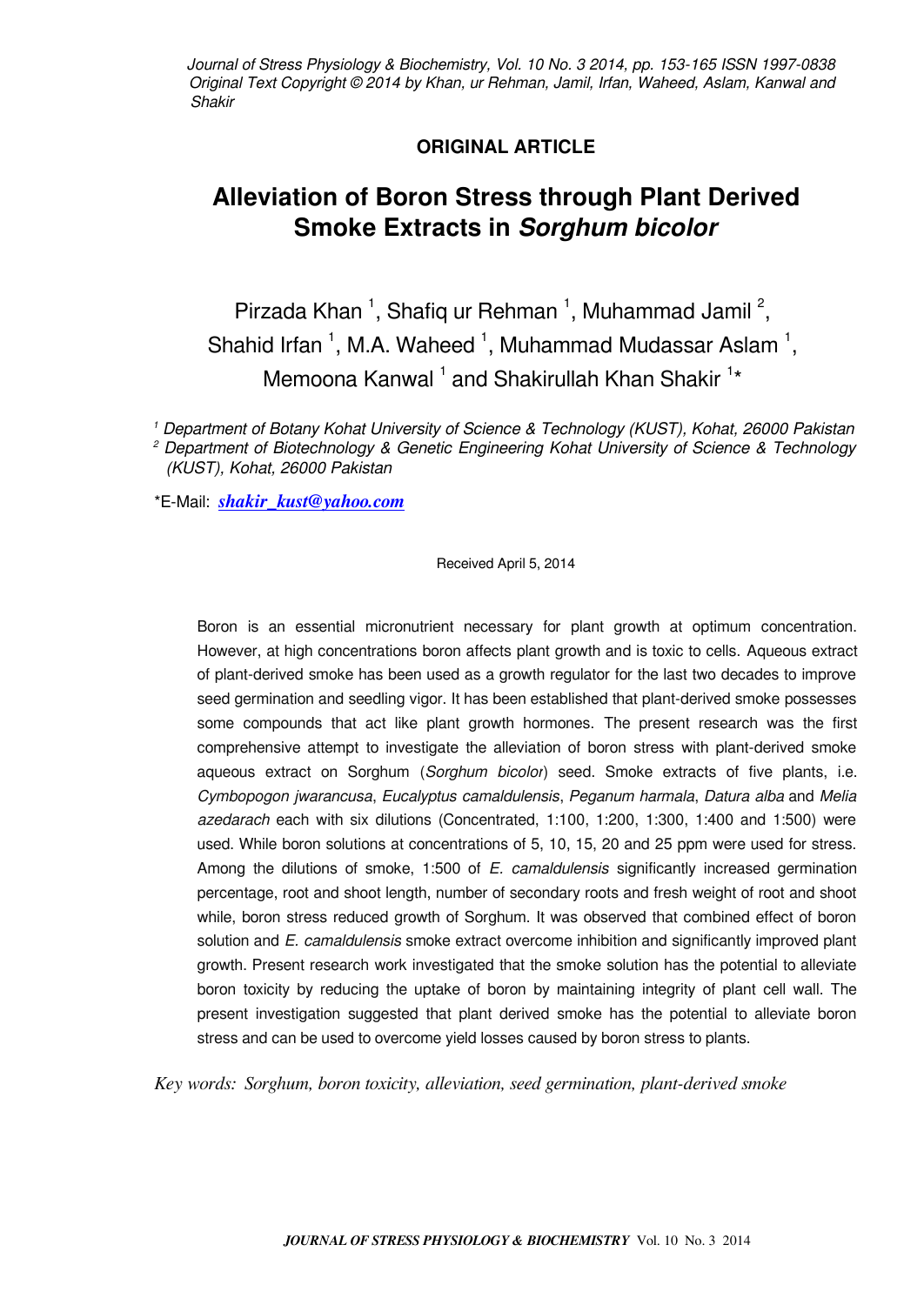**ORIGINAL ARTICLE**

# Alleviation of Boron Stress through Plant Derived Smoke Extracts in *Sorghum bicolor*

Pirzada Khan [1], Shafiq ur Rehman [1], Muhammad Jamil [2], Shahid Irfan [1], M.A. Waheed [1], Muhammad Mudassar Aslam [1], Memoona Kanwal [1] and Shakirullah Khan Shakir [1]*

[1] *Department of Botany Kohat University of Science & Technology (KUST), Kohat, 26000 Pakistan*

[2] *Department of Biotechnology & Genetic Engineering Kohat University of Science & Technology (KUST), Kohat, 26000 Pakistan*

*E-Mail: ***shakir_kust@yahoo.com***

Received April 5, 2014

Boron is an essential micronutrient necessary for plant growth at optimum concentration. However, at high concentrations boron affects plant growth and is toxic to cells. Aqueous extract of plant-derived smoke has been used as a growth regulator for the last two decades to improve seed germination and seedling vigor. It has been established that plant-derived smoke possesses some compounds that act like plant growth hormones. The present research was the first comprehensive attempt to investigate the alleviation of boron stress with plant-derived smoke aqueous extract on Sorghum (*Sorghum bicolor*) seed. Smoke extracts of five plants, i.e. *Cymbopogon jwarancusa*, *Eucalyptus camaldulensis*, *Peganum harmala*, *Datura alba* and *Melia azedarach* each with six dilutions (Concentrated, 1:100, 1:200, 1:300, 1:400 and 1:500) were used. While boron solutions at concentrations of 5, 10, 15, 20 and 25 ppm were used for stress. Among the dilutions of smoke, 1:500 of *E. camaldulensis* significantly increased germination percentage, root and shoot length, number of secondary roots and fresh weight of root and shoot while, boron stress reduced growth of Sorghum. It was observed that combined effect of boron solution and *E. camaldulensis* smoke extract overcome inhibition and significantly improved plant growth. Present research work investigated that the smoke solution has the potential to alleviate boron toxicity by reducing the uptake of boron by maintaining integrity of plant cell wall. The present investigation suggested that plant derived smoke has the potential to alleviate boron stress and can be used to overcome yield losses caused by boron stress to plants.

*Key words: Sorghum, boron toxicity, alleviation, seed germination, plant-derived smoke*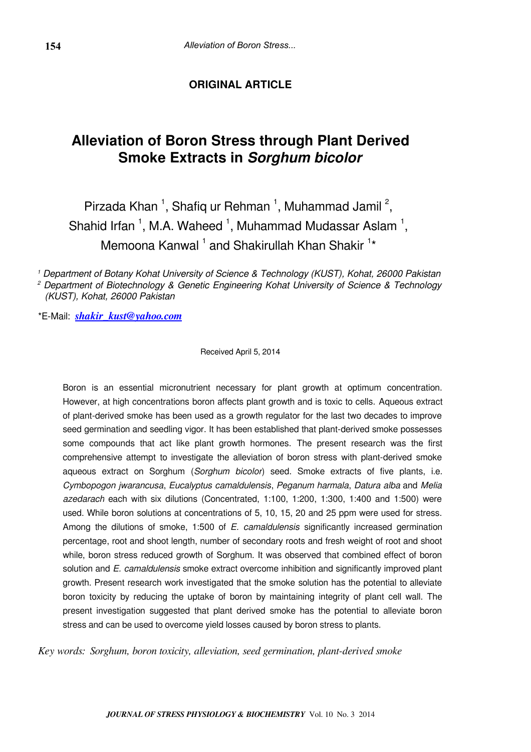**ORIGINAL ARTICLE**

# Alleviation of Boron Stress through Plant Derived Smoke Extracts in *Sorghum bicolor*

Pirzada Khan [1], Shafiq ur Rehman [1], Muhammad Jamil [2], Shahid Irfan [1], M.A. Waheed [1], Muhammad Mudassar Aslam [1], Memoona Kanwal [1] and Shakirullah Khan Shakir [1]*

[1] *Department of Botany Kohat University of Science & Technology (KUST), Kohat, 26000 Pakistan*

[2] *Department of Biotechnology & Genetic Engineering Kohat University of Science & Technology (KUST), Kohat, 26000 Pakistan*

*E-Mail: *shakir_kust@yahoo.com*

Received April 5, 2014

Boron is an essential micronutrient necessary for plant growth at optimum concentration. However, at high concentrations boron affects plant growth and is toxic to cells. Aqueous extract of plant-derived smoke has been used as a growth regulator for the last two decades to improve seed germination and seedling vigor. It has been established that plant-derived smoke possesses some compounds that act like plant growth hormones. The present research was the first comprehensive attempt to investigate the alleviation of boron stress with plant-derived smoke aqueous extract on Sorghum (*Sorghum bicolor*) seed. Smoke extracts of five plants, i.e. *Cymbopogon jwarancusa*, *Eucalyptus camaldulensis*, *Peganum harmala*, *Datura alba* and *Melia azedarach* each with six dilutions (Concentrated, 1:100, 1:200, 1:300, 1:400 and 1:500) were used. While boron solutions at concentrations of 5, 10, 15, 20 and 25 ppm were used for stress. Among the dilutions of smoke, 1:500 of *E. camaldulensis* significantly increased germination percentage, root and shoot length, number of secondary roots and fresh weight of root and shoot while, boron stress reduced growth of Sorghum. It was observed that combined effect of boron solution and *E. camaldulensis* smoke extract overcome inhibition and significantly improved plant growth. Present research work investigated that the smoke solution has the potential to alleviate boron toxicity by reducing the uptake of boron by maintaining integrity of plant cell wall. The present investigation suggested that plant derived smoke has the potential to alleviate boron stress and can be used to overcome yield losses caused by boron stress to plants.

*Key words: Sorghum, boron toxicity, alleviation, seed germination, plant-derived smoke*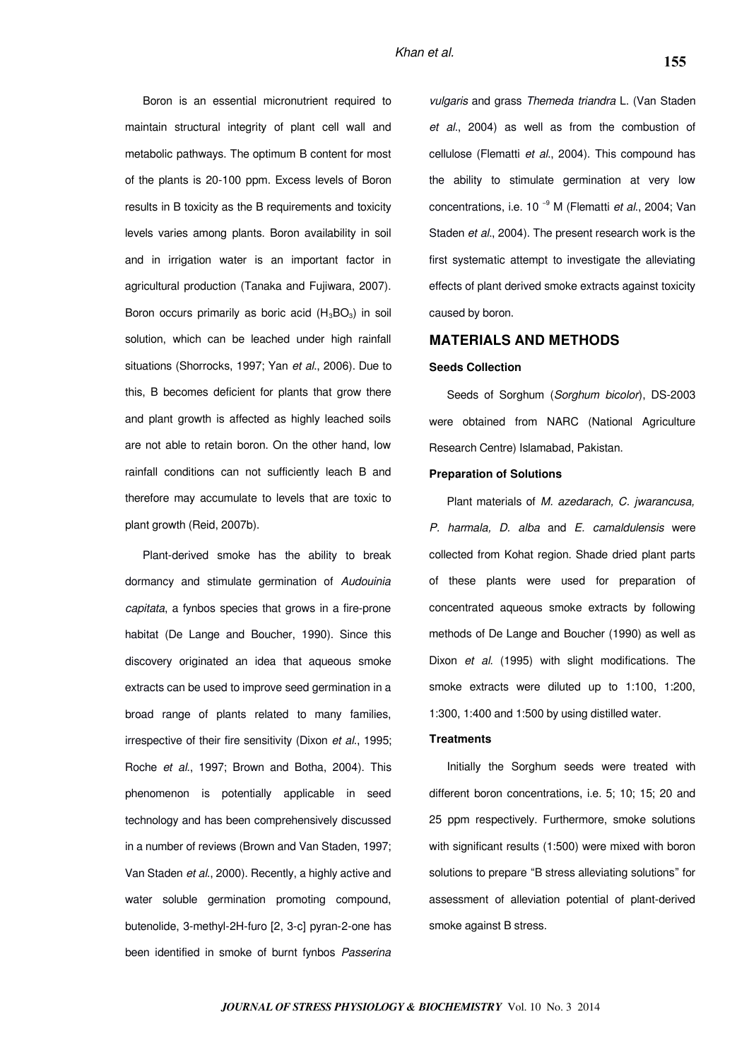Boron is an essential micronutrient required to maintain structural integrity of plant cell wall and metabolic pathways. The optimum B content for most of the plants is 20-100 ppm. Excess levels of Boron results in B toxicity as the B requirements and toxicity levels varies among plants. Boron availability in soil and in irrigation water is an important factor in agricultural production (Tanaka and Fujiwara, 2007). Boron occurs primarily as boric acid ($H_3BO_3$) in soil solution, which can be leached under high rainfall situations (Shorrocks, 1997; Yan *et al.*, 2006). Due to this, B becomes deficient for plants that grow there and plant growth is affected as highly leached soils are not able to retain boron. On the other hand, low rainfall conditions can not sufficiently leach B and therefore may accumulate to levels that are toxic to plant growth (Reid, 2007b).

Plant-derived smoke has the ability to break dormancy and stimulate germination of *Audouinia capitata*, a fynbos species that grows in a fire-prone habitat (De Lange and Boucher, 1990). Since this discovery originated an idea that aqueous smoke extracts can be used to improve seed germination in a broad range of plants related to many families, irrespective of their fire sensitivity (Dixon *et al.*, 1995; Roche *et al.*, 1997; Brown and Botha, 2004). This phenomenon is potentially applicable in seed technology and has been comprehensively discussed in a number of reviews (Brown and Van Staden, 1997; Van Staden *et al.*, 2000). Recently, a highly active and water soluble germination promoting compound, butenolide, 3-methyl-2H-furo [2, 3-c] pyran-2-one has been identified in smoke of burnt fynbos *Passerina vulgaris* and grass *Themeda triandra* L. (Van Staden *et al.*, 2004) as well as from the combustion of cellulose (Flematti *et al.*, 2004). This compound has the ability to stimulate germination at very low concentrations, i.e. $10^{-9}$ M (Flematti *et al.*, 2004; Van Staden *et al.*, 2004). The present research work is the first systematic attempt to investigate the alleviating effects of plant derived smoke extracts against toxicity caused by boron.

## MATERIALS AND METHODS

### Seeds Collection

Seeds of Sorghum (*Sorghum bicolor*), DS-2003 were obtained from NARC (National Agriculture Research Centre) Islamabad, Pakistan.

### Preparation of Solutions

Plant materials of *M. azedarach, C. jwarancusa, P. harmala, D. alba* and *E. camaldulensis* were collected from Kohat region. Shade dried plant parts of these plants were used for preparation of concentrated aqueous smoke extracts by following methods of De Lange and Boucher (1990) as well as Dixon *et al.* (1995) with slight modifications. The smoke extracts were diluted up to 1:100, 1:200, 1:300, 1:400 and 1:500 by using distilled water.

### Treatments

Initially the Sorghum seeds were treated with different boron concentrations, i.e. 5; 10; 15; 20 and 25 ppm respectively. Furthermore, smoke solutions with significant results (1:500) were mixed with boron solutions to prepare "B stress alleviating solutions" for assessment of alleviation potential of plant-derived smoke against B stress.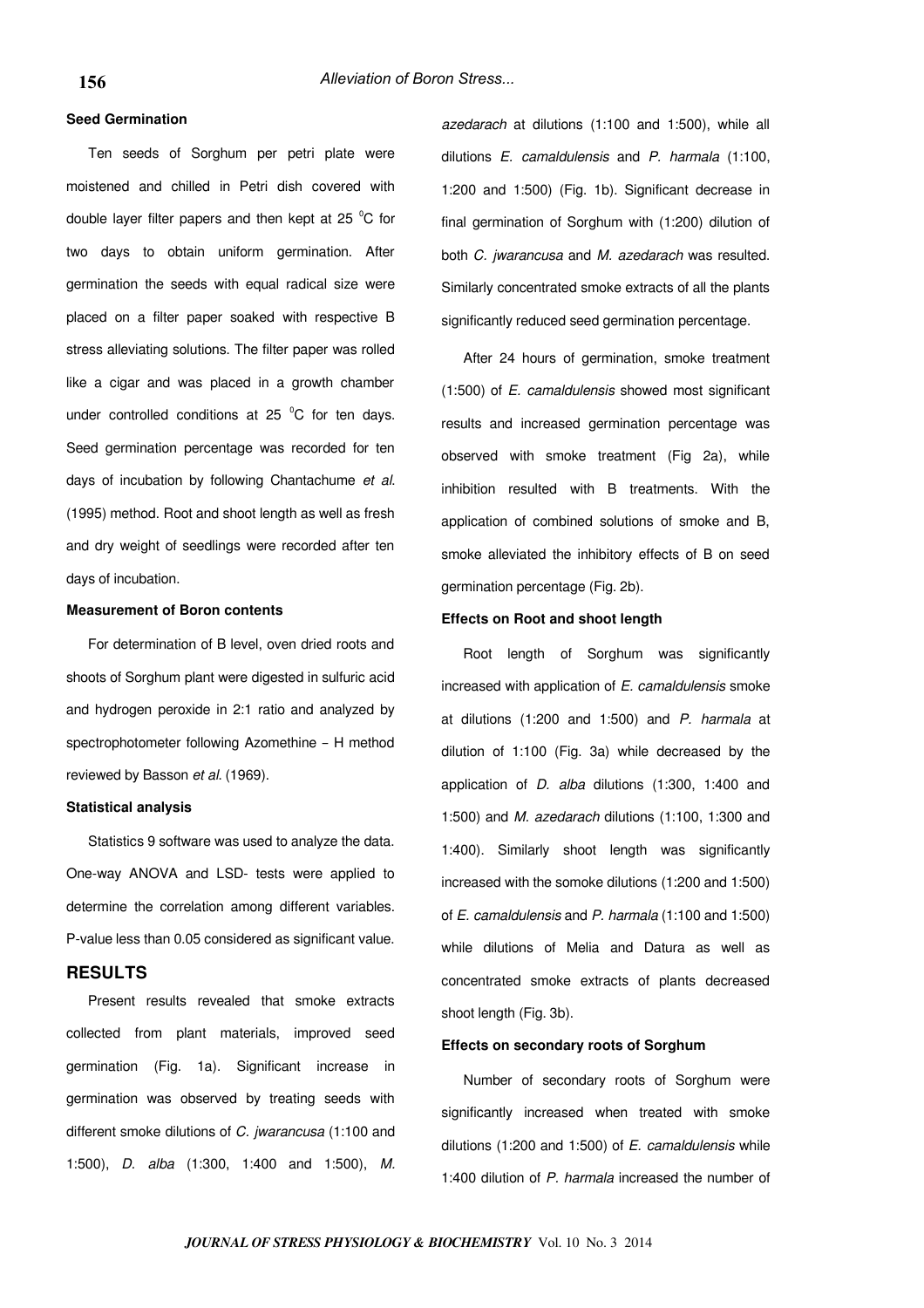### Seed Germination

Ten seeds of Sorghum per petri plate were moistened and chilled in Petri dish covered with double layer filter papers and then kept at 25 $^0$C for two days to obtain uniform germination. After germination the seeds with equal radical size were placed on a filter paper soaked with respective B stress alleviating solutions. The filter paper was rolled like a cigar and was placed in a growth chamber under controlled conditions at 25 $^0$C for ten days. Seed germination percentage was recorded for ten days of incubation by following Chantachume *et al*. (1995) method. Root and shoot length as well as fresh and dry weight of seedlings were recorded after ten days of incubation.

### Measurement of Boron contents

For determination of B level, oven dried roots and shoots of Sorghum plant were digested in sulfuric acid and hydrogen peroxide in 2:1 ratio and analyzed by spectrophotometer following Azomethine – H method reviewed by Basson *et al*. (1969).

### Statistical analysis

Statistics 9 software was used to analyze the data. One-way ANOVA and LSD- tests were applied to determine the correlation among different variables. P-value less than 0.05 considered as significant value.

## RESULTS

Present results revealed that smoke extracts collected from plant materials, improved seed germination (Fig. 1a). Significant increase in germination was observed by treating seeds with different smoke dilutions of *C. jwarancusa* (1:100 and 1:500), *D. alba* (1:300, 1:400 and 1:500), *M. azedarach* at dilutions (1:100 and 1:500), while all dilutions *E. camaldulensis* and *P. harmala* (1:100, 1:200 and 1:500) (Fig. 1b). Significant decrease in final germination of Sorghum with (1:200) dilution of both *C. jwarancusa* and *M. azedarach* was resulted. Similarly concentrated smoke extracts of all the plants significantly reduced seed germination percentage.

After 24 hours of germination, smoke treatment (1:500) of *E. camaldulensis* showed most significant results and increased germination percentage was observed with smoke treatment (Fig 2a), while inhibition resulted with B treatments. With the application of combined solutions of smoke and B, smoke alleviated the inhibitory effects of B on seed germination percentage (Fig. 2b).

### Effects on Root and shoot length

Root length of Sorghum was significantly increased with application of *E. camaldulensis* smoke at dilutions (1:200 and 1:500) and *P. harmala* at dilution of 1:100 (Fig. 3a) while decreased by the application of *D. alba* dilutions (1:300, 1:400 and 1:500) and *M. azedarach* dilutions (1:100, 1:300 and 1:400). Similarly shoot length was significantly increased with the somoke dilutions (1:200 and 1:500) of *E. camaldulensis* and *P. harmala* (1:100 and 1:500) while dilutions of Melia and Datura as well as concentrated smoke extracts of plants decreased shoot length (Fig. 3b).

### Effects on secondary roots of Sorghum

Number of secondary roots of Sorghum were significantly increased when treated with smoke dilutions (1:200 and 1:500) of *E. camaldulensis* while 1:400 dilution of *P. harmala* increased the number of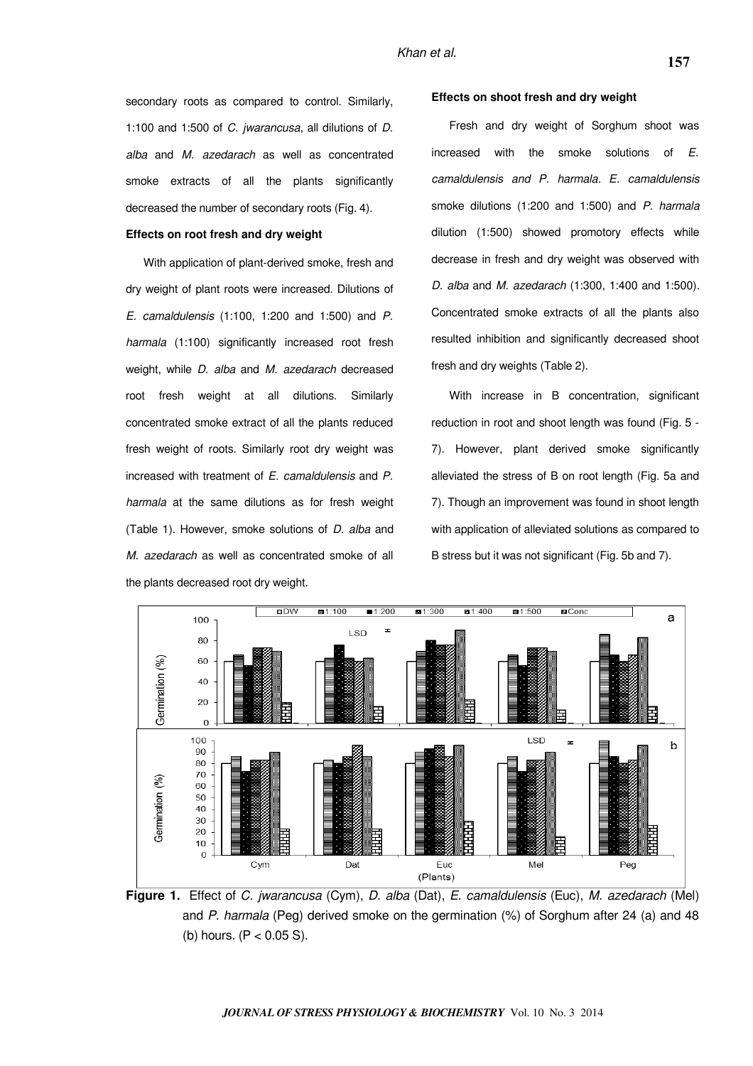secondary roots as compared to control. Similarly, 1:100 and 1:500 of *C. jwarancusa*, all dilutions of *D. alba* and *M. azedarach* as well as concentrated smoke extracts of all the plants significantly decreased the number of secondary roots (Fig. 4).

**Effects on root fresh and dry weight**

With application of plant-derived smoke, fresh and dry weight of plant roots were increased. Dilutions of *E. camaldulensis* (1:100, 1:200 and 1:500) and *P. harmala* (1:100) significantly increased root fresh weight, while *D. alba* and *M. azedarach* decreased root fresh weight at all dilutions. Similarly concentrated smoke extract of all the plants reduced fresh weight of roots. Similarly root dry weight was increased with treatment of *E. camaldulensis* and *P. harmala* at the same dilutions as for fresh weight (Table 1). However, smoke solutions of *D. alba* and *M. azedarach* as well as concentrated smoke of all the plants decreased root dry weight.

**Effects on shoot fresh and dry weight**

Fresh and dry weight of Sorghum shoot was increased with the smoke solutions of *E. camaldulensis and P. harmala*. *E. camaldulensis* smoke dilutions (1:200 and 1:500) and *P. harmala* dilution (1:500) showed promotory effects while decrease in fresh and dry weight was observed with *D. alba* and *M. azedarach* (1:300, 1:400 and 1:500). Concentrated smoke extracts of all the plants also resulted inhibition and significantly decreased shoot fresh and dry weights (Table 2).

With increase in B concentration, significant reduction in root and shoot length was found (Fig. 5 - 7). However, plant derived smoke significantly alleviated the stress of B on root length (Fig. 5a and 7). Though an improvement was found in shoot length with application of alleviated solutions as compared to B stress but it was not significant (Fig. 5b and 7).

**Figure 1.** Effect of *C. jwarancusa* (Cym), *D. alba* (Dat), *E. camaldulensis* (Euc), *M. azedarach* (Mel) and *P. harmala* (Peg) derived smoke on the germination (%) of Sorghum after 24 (a) and 48 (b) hours. ($P < 0.05$ S).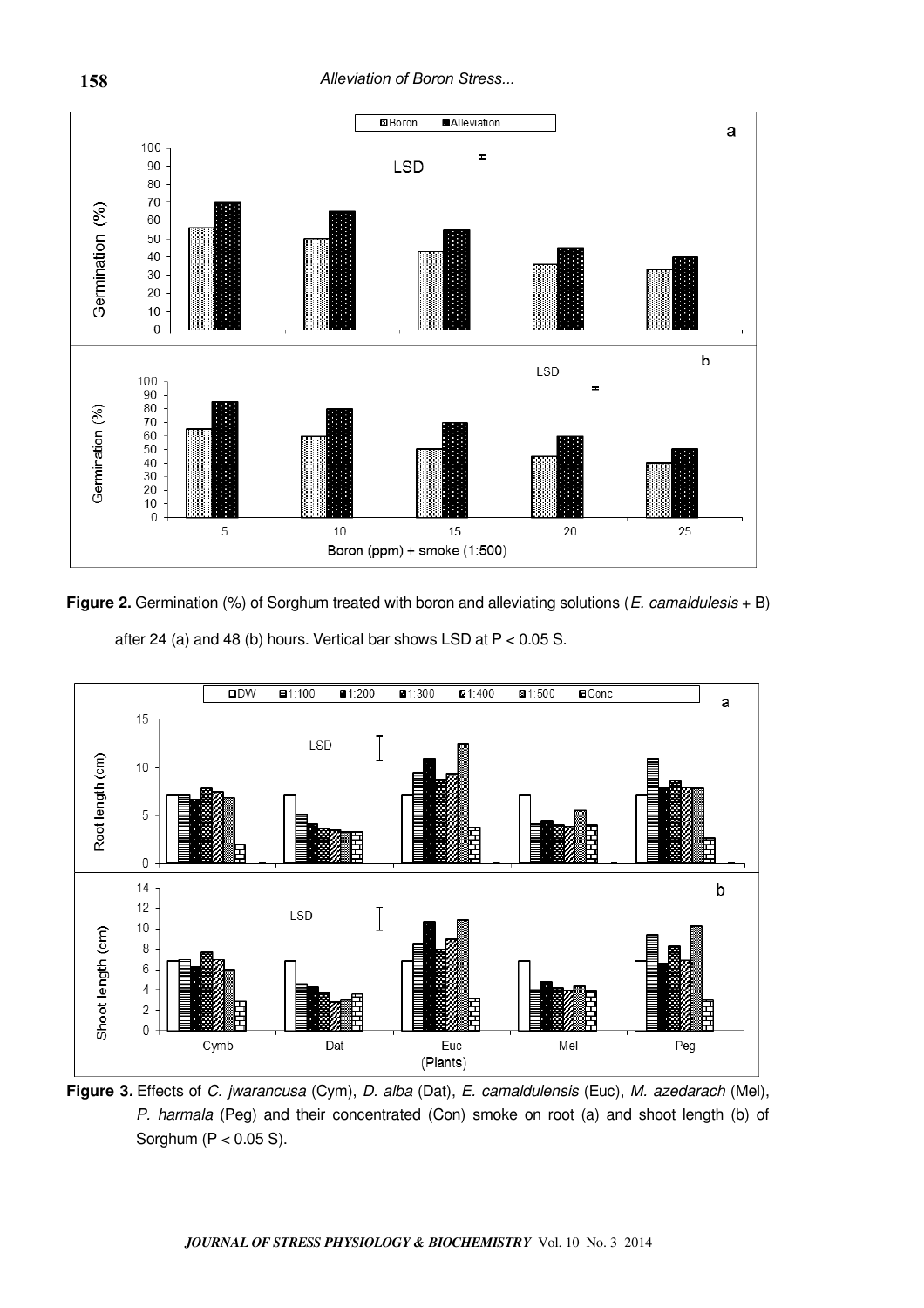**Figure 2.** Germination (%) of Sorghum treated with boron and alleviating solutions (*E. camaldulesis* + B) after 24 (a) and 48 (b) hours. Vertical bar shows LSD at P < 0.05 S.

**Figure 3.** Effects of *C. jwarancusa* (Cym), *D. alba* (Dat), *E. camaldulensis* (Euc), *M. azedarach* (Mel), *P. harmala* (Peg) and their concentrated (Con) smoke on root (a) and shoot length (b) of Sorghum (P < 0.05 S).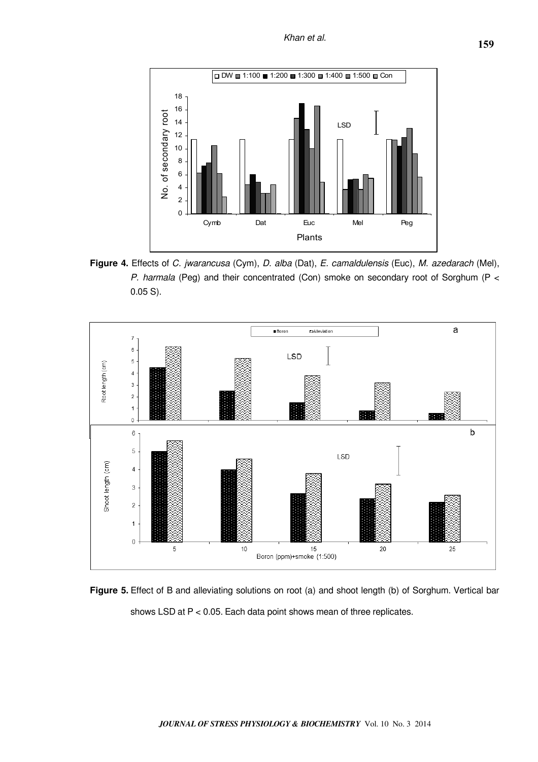**Figure 4.** Effects of *C. jwarancusa* (Cym), *D. alba* (Dat), *E. camaldulensis* (Euc), *M. azedarach* (Mel), *P. harmala* (Peg) and their concentrated (Con) smoke on secondary root of Sorghum (P < 0.05 S).

**Figure 5.** Effect of B and alleviating solutions on root (a) and shoot length (b) of Sorghum. Vertical bar shows LSD at P < 0.05. Each data point shows mean of three replicates.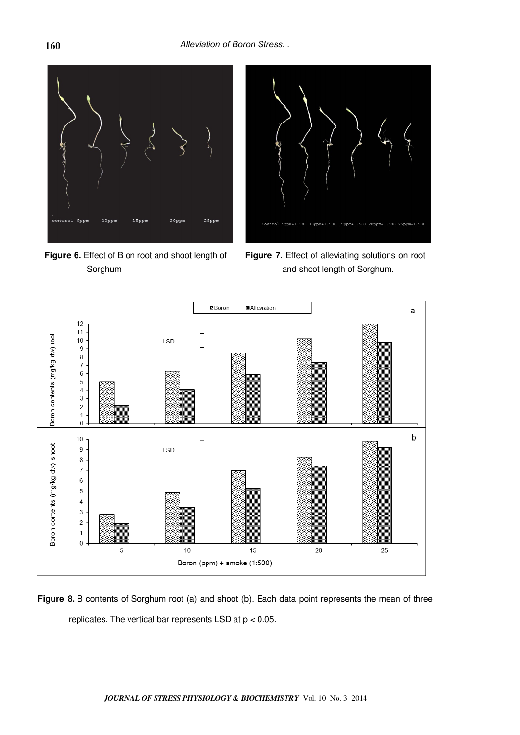**Figure 6.** Effect of B on root and shoot length of Sorghum

**Figure 7.** Effect of alleviating solutions on root and shoot length of Sorghum.

**Figure 8.** B contents of Sorghum root (a) and shoot (b). Each data point represents the mean of three replicates. The vertical bar represents LSD at $p < 0.05$.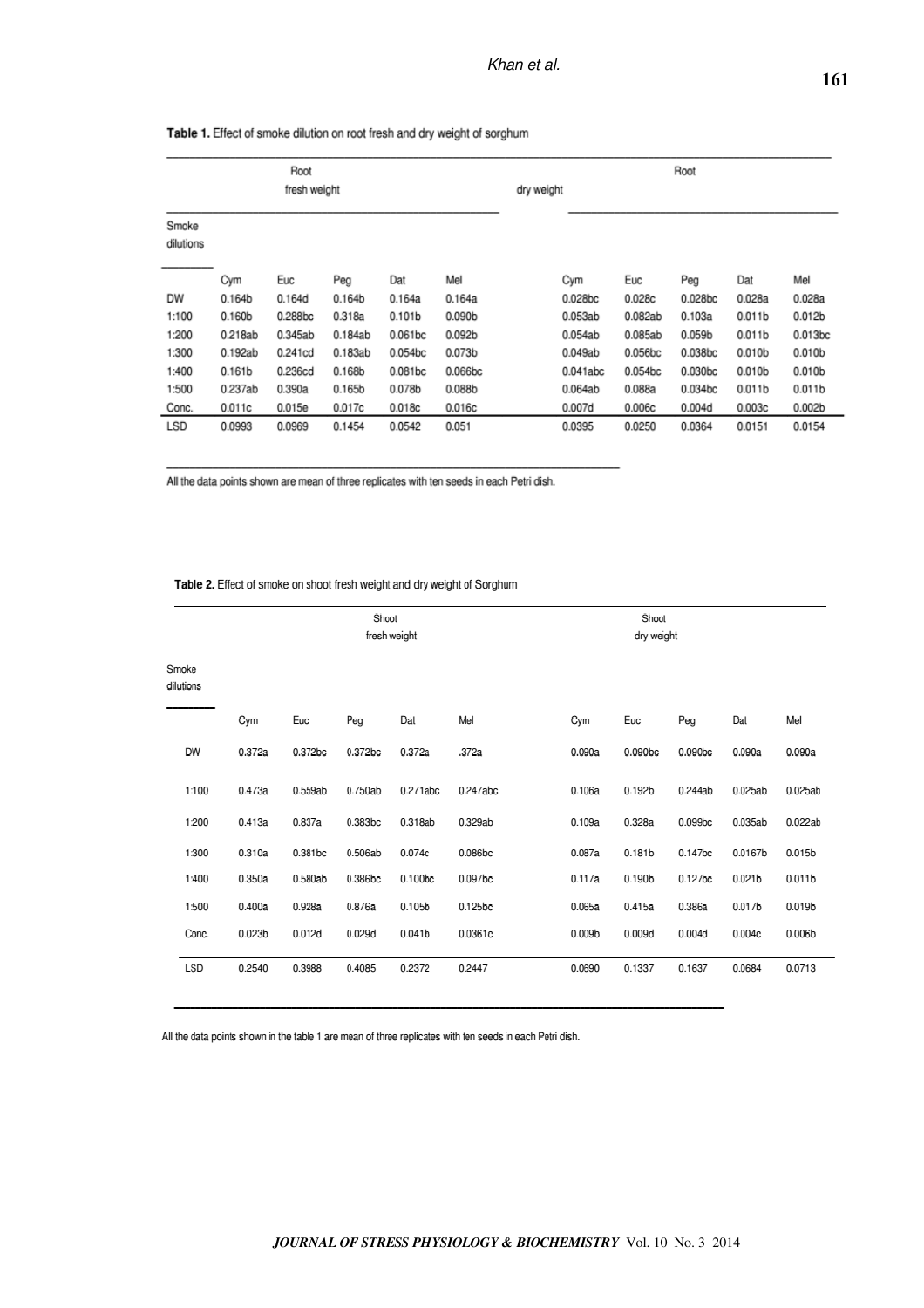**Table 1.** Effect of smoke dilution on root fresh and dry weight of sorghum

| Smoke dilutions | Root fresh weight | | | | | Root dry weight | | | | |
|---|---|---|---|---|---|---|---|---|---|---|
| | Cym | Euc | Peg | Dat | Mel | Cym | Euc | Peg | Dat | Mel |
| DW | 0.164b | 0.164d | 0.164b | 0.164a | 0.164a | 0.028bc | 0.028c | 0.028bc | 0.028a | 0.028a |
| 1:100 | 0.160b | 0.288bc | 0.318a | 0.101b | 0.090b | 0.053ab | 0.082ab | 0.103a | 0.011b | 0.012b |
| 1:200 | 0.218ab | 0.345ab | 0.184ab | 0.061bc | 0.092b | 0.054ab | 0.085ab | 0.059b | 0.011b | 0.013bc |
| 1:300 | 0.192ab | 0.241cd | 0.183ab | 0.054bc | 0.073b | 0.049ab | 0.056bc | 0.038bc | 0.010b | 0.010b |
| 1:400 | 0.161b | 0.236cd | 0.168b | 0.081bc | 0.066bc | 0.041abc | 0.054bc | 0.030bc | 0.010b | 0.010b |
| 1:500 | 0.237ab | 0.390a | 0.165b | 0.078b | 0.088b | 0.064ab | 0.088a | 0.034bc | 0.011b | 0.011b |
| Conc. | 0.011c | 0.015e | 0.017c | 0.018c | 0.016c | 0.007d | 0.006c | 0.004d | 0.003c | 0.002b |
| LSD | 0.0993 | 0.0969 | 0.1454 | 0.0542 | 0.051 | 0.0395 | 0.0250 | 0.0364 | 0.0151 | 0.0154 |

All the data points shown are mean of three replicates with ten seeds in each Petri dish.

**Table 2.** Effect of smoke on shoot fresh weight and dry weight of Sorghum

| Smoke dilutions | Shoot fresh weight | | | | | Shoot dry weight | | | | |
|---|---|---|---|---|---|---|---|---|---|---|
| | Cym | Euc | Peg | Dat | Mel | Cym | Euc | Peg | Dat | Mel |
| DW | 0.372a | 0.372bc | 0.372bc | 0.372a | .372a | 0.090a | 0.090bc | 0.090bc | 0.090a | 0.090a |
| 1:100 | 0.473a | 0.559ab | 0.750ab | 0.271abc | 0.247abc | 0.106a | 0.192b | 0.244ab | 0.025ab | 0.025ab |
| 1:200 | 0.413a | 0.837a | 0.383bc | 0.318ab | 0.329ab | 0.109a | 0.328a | 0.099bc | 0.035ab | 0.022ab |
| 1:300 | 0.310a | 0.381bc | 0.506ab | 0.074c | 0.086bc | 0.087a | 0.181b | 0.147bc | 0.0167b | 0.015b |
| 1:400 | 0.350a | 0.580ab | 0.386bc | 0.100bc | 0.097bc | 0.117a | 0.190b | 0.127bc | 0.021b | 0.011b |
| 1:500 | 0.400a | 0.928a | 0.876a | 0.105b | 0.125bc | 0.065a | 0.415a | 0.386a | 0.017b | 0.019b |
| Conc. | 0.023b | 0.012d | 0.029d | 0.041b | 0.0361c | 0.009b | 0.009d | 0.004d | 0.004c | 0.006b |
| LSD | 0.2540 | 0.3988 | 0.4085 | 0.2372 | 0.2447 | 0.0690 | 0.1337 | 0.1637 | 0.0684 | 0.0713 |

All the data points shown in the table 1 are mean of three replicates with ten seeds in each Petri dish.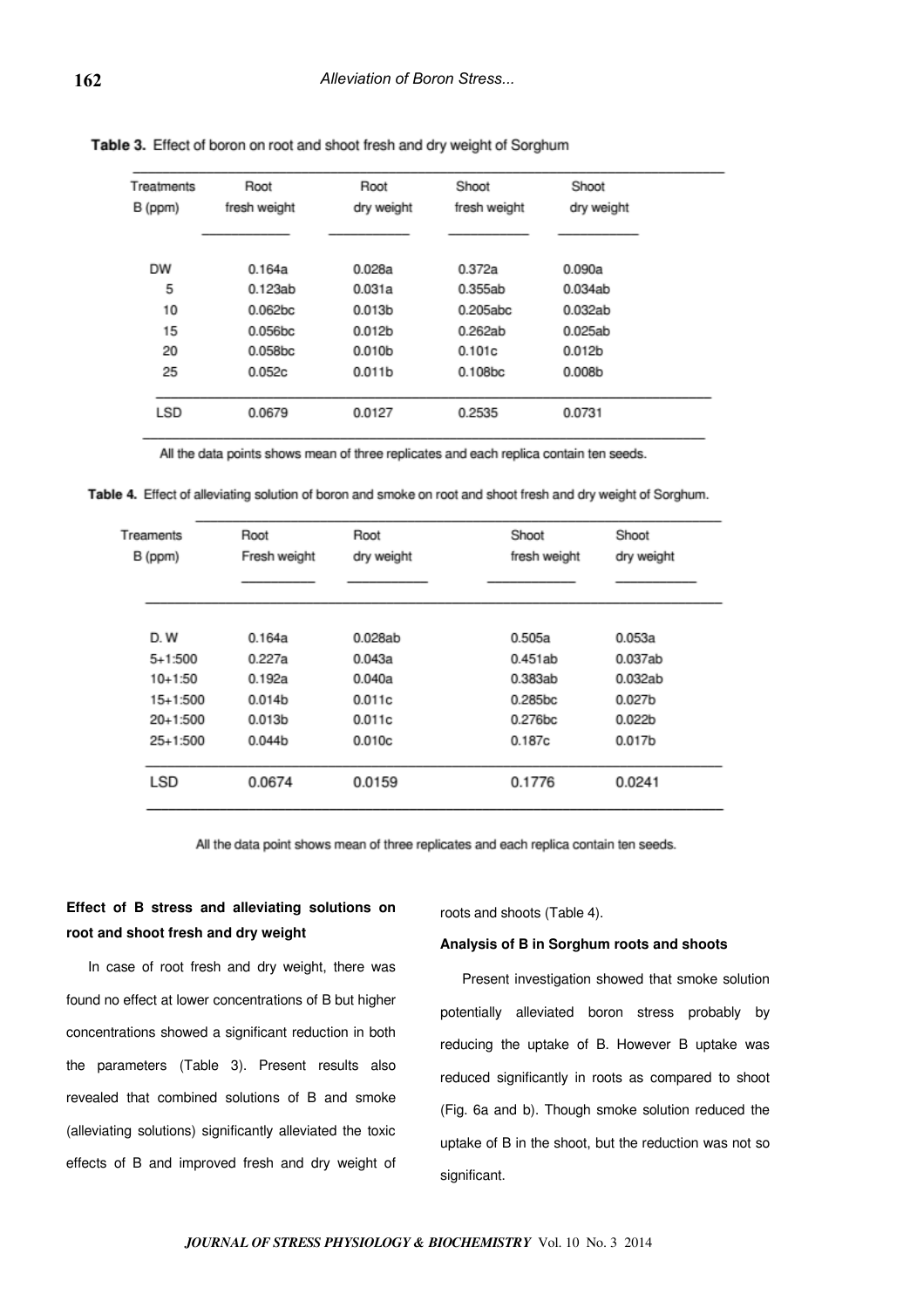**Table 3.** Effect of boron on root and shoot fresh and dry weight of Sorghum

| Treatments B (ppm) | Root fresh weight | Root dry weight | Shoot fresh weight | Shoot dry weight |
|---|---|---|---|---|
| DW | 0.164a | 0.028a | 0.372a | 0.090a |
| 5 | 0.123ab | 0.031a | 0.355ab | 0.034ab |
| 10 | 0.062bc | 0.013b | 0.205abc | 0.032ab |
| 15 | 0.056bc | 0.012b | 0.262ab | 0.025ab |
| 20 | 0.058bc | 0.010b | 0.101c | 0.012b |
| 25 | 0.052c | 0.011b | 0.108bc | 0.008b |
| LSD | 0.0679 | 0.0127 | 0.2535 | 0.0731 |

All the data points shows mean of three replicates and each replica contain ten seeds.

**Table 4.** Effect of alleviating solution of boron and smoke on root and shoot fresh and dry weight of Sorghum.

| Treaments B (ppm) | Root Fresh weight | Root dry weight | Shoot fresh weight | Shoot dry weight |
|---|---|---|---|---|
| D. W | 0.164a | 0.028ab | 0.505a | 0.053a |
| 5+1:500 | 0.227a | 0.043a | 0.451ab | 0.037ab |
| 10+1:50 | 0.192a | 0.040a | 0.383ab | 0.032ab |
| 15+1:500 | 0.014b | 0.011c | 0.285bc | 0.027b |
| 20+1:500 | 0.013b | 0.011c | 0.276bc | 0.022b |
| 25+1:500 | 0.044b | 0.010c | 0.187c | 0.017b |
| LSD | 0.0674 | 0.0159 | 0.1776 | 0.0241 |

All the data point shows mean of three replicates and each replica contain ten seeds.

**Effect of B stress and alleviating solutions on root and shoot fresh and dry weight**

In case of root fresh and dry weight, there was found no effect at lower concentrations of B but higher concentrations showed a significant reduction in both the parameters (Table 3). Present results also revealed that combined solutions of B and smoke (alleviating solutions) significantly alleviated the toxic effects of B and improved fresh and dry weight of roots and shoots (Table 4).

**Analysis of B in Sorghum roots and shoots**

Present investigation showed that smoke solution potentially alleviated boron stress probably by reducing the uptake of B. However B uptake was reduced significantly in roots as compared to shoot (Fig. 6a and b). Though smoke solution reduced the uptake of B in the shoot, but the reduction was not so significant.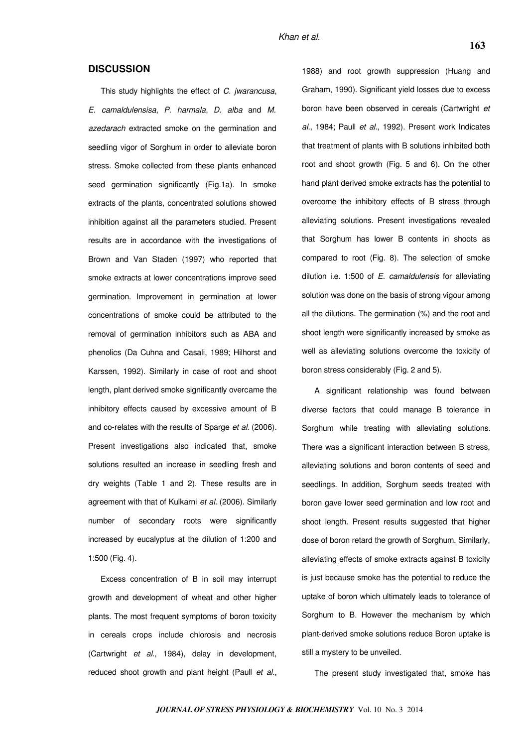## DISCUSSION

This study highlights the effect of *C. jwarancusa*, *E. camaldulensisa*, *P. harmala*, *D. alba* and *M. azedarach* extracted smoke on the germination and seedling vigor of Sorghum in order to alleviate boron stress. Smoke collected from these plants enhanced seed germination significantly (Fig.1a). In smoke extracts of the plants, concentrated solutions showed inhibition against all the parameters studied. Present results are in accordance with the investigations of Brown and Van Staden (1997) who reported that smoke extracts at lower concentrations improve seed germination. Improvement in germination at lower concentrations of smoke could be attributed to the removal of germination inhibitors such as ABA and phenolics (Da Cuhna and Casali, 1989; Hilhorst and Karssen, 1992). Similarly in case of root and shoot length, plant derived smoke significantly overcame the inhibitory effects caused by excessive amount of B and co-relates with the results of Sparge *et al.* (2006). Present investigations also indicated that, smoke solutions resulted an increase in seedling fresh and dry weights (Table 1 and 2). These results are in agreement with that of Kulkarni *et al.* (2006). Similarly number of secondary roots were significantly increased by eucalyptus at the dilution of 1:200 and 1:500 (Fig. 4).

Excess concentration of B in soil may interrupt growth and development of wheat and other higher plants. The most frequent symptoms of boron toxicity in cereals crops include chlorosis and necrosis (Cartwright *et al.*, 1984), delay in development, reduced shoot growth and plant height (Paull *et al.*, 1988) and root growth suppression (Huang and Graham, 1990). Significant yield losses due to excess boron have been observed in cereals (Cartwright *et al.*, 1984; Paull *et al.*, 1992). Present work Indicates that treatment of plants with B solutions inhibited both root and shoot growth (Fig. 5 and 6). On the other hand plant derived smoke extracts has the potential to overcome the inhibitory effects of B stress through alleviating solutions. Present investigations revealed that Sorghum has lower B contents in shoots as compared to root (Fig. 8). The selection of smoke dilution i.e. 1:500 of *E. camaldulensis* for alleviating solution was done on the basis of strong vigour among all the dilutions. The germination (%) and the root and shoot length were significantly increased by smoke as well as alleviating solutions overcome the toxicity of boron stress considerably (Fig. 2 and 5).

A significant relationship was found between diverse factors that could manage B tolerance in Sorghum while treating with alleviating solutions. There was a significant interaction between B stress, alleviating solutions and boron contents of seed and seedlings. In addition, Sorghum seeds treated with boron gave lower seed germination and low root and shoot length. Present results suggested that higher dose of boron retard the growth of Sorghum. Similarly, alleviating effects of smoke extracts against B toxicity is just because smoke has the potential to reduce the uptake of boron which ultimately leads to tolerance of Sorghum to B. However the mechanism by which plant-derived smoke solutions reduce Boron uptake is still a mystery to be unveiled.

The present study investigated that, smoke has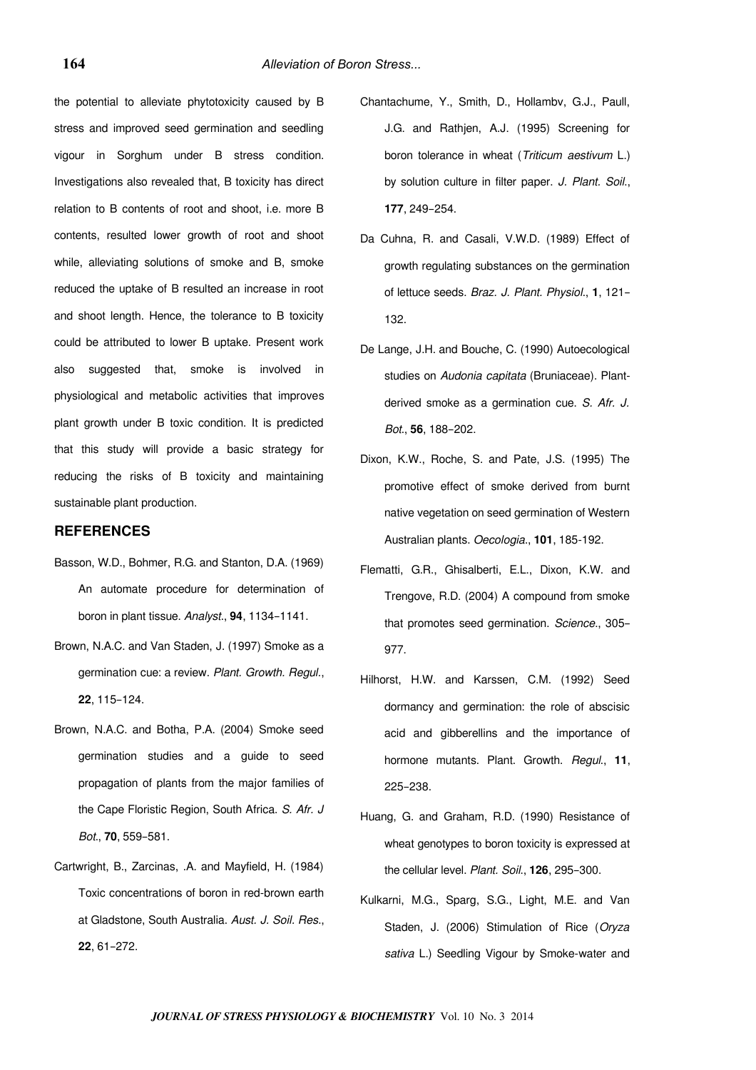the potential to alleviate phytotoxicity caused by B stress and improved seed germination and seedling vigour in Sorghum under B stress condition. Investigations also revealed that, B toxicity has direct relation to B contents of root and shoot, i.e. more B contents, resulted lower growth of root and shoot while, alleviating solutions of smoke and B, smoke reduced the uptake of B resulted an increase in root and shoot length. Hence, the tolerance to B toxicity could be attributed to lower B uptake. Present work also suggested that, smoke is involved in physiological and metabolic activities that improves plant growth under B toxic condition. It is predicted that this study will provide a basic strategy for reducing the risks of B toxicity and maintaining sustainable plant production.

## REFERENCES

Basson, W.D., Bohmer, R.G. and Stanton, D.A. (1969) An automate procedure for determination of boron in plant tissue. *Analyst.*, **94**, 1134-1141.

Brown, N.A.C. and Van Staden, J. (1997) Smoke as a germination cue: a review. *Plant. Growth. Regul.*, **22**, 115-124.

Brown, N.A.C. and Botha, P.A. (2004) Smoke seed germination studies and a guide to seed propagation of plants from the major families of the Cape Floristic Region, South Africa. *S. Afr. J Bot.*, **70**, 559-581.

Cartwright, B., Zarcinas, .A. and Mayfield, H. (1984) Toxic concentrations of boron in red-brown earth at Gladstone, South Australia. *Aust. J. Soil. Res.*, **22**, 61-272.

Chantachume, Y., Smith, D., Hollambv, G.J., Paull, J.G. and Rathjen, A.J. (1995) Screening for boron tolerance in wheat (*Triticum aestivum* L.) by solution culture in filter paper. *J. Plant. Soil.*, **177**, 249-254.

Da Cuhna, R. and Casali, V.W.D. (1989) Effect of growth regulating substances on the germination of lettuce seeds. *Braz. J. Plant. Physiol.*, **1**, 121-132.

De Lange, J.H. and Bouche, C. (1990) Autoecological studies on *Audonia capitata* (Bruniaceae). Plant-derived smoke as a germination cue. *S. Afr. J. Bot.*, **56**, 188-202.

Dixon, K.W., Roche, S. and Pate, J.S. (1995) The promotive effect of smoke derived from burnt native vegetation on seed germination of Western Australian plants. *Oecologia.*, **101**, 185-192.

Flematti, G.R., Ghisalberti, E.L., Dixon, K.W. and Trengove, R.D. (2004) A compound from smoke that promotes seed germination. *Science.*, 305-977.

Hilhorst, H.W. and Karssen, C.M. (1992) Seed dormancy and germination: the role of abscisic acid and gibberellins and the importance of hormone mutants. Plant. Growth. *Regul.*, **11**, 225-238.

Huang, G. and Graham, R.D. (1990) Resistance of wheat genotypes to boron toxicity is expressed at the cellular level. *Plant. Soil.*, **126**, 295-300.

Kulkarni, M.G., Sparg, S.G., Light, M.E. and Van Staden, J. (2006) Stimulation of Rice (*Oryza sativa* L.) Seedling Vigour by Smoke-water and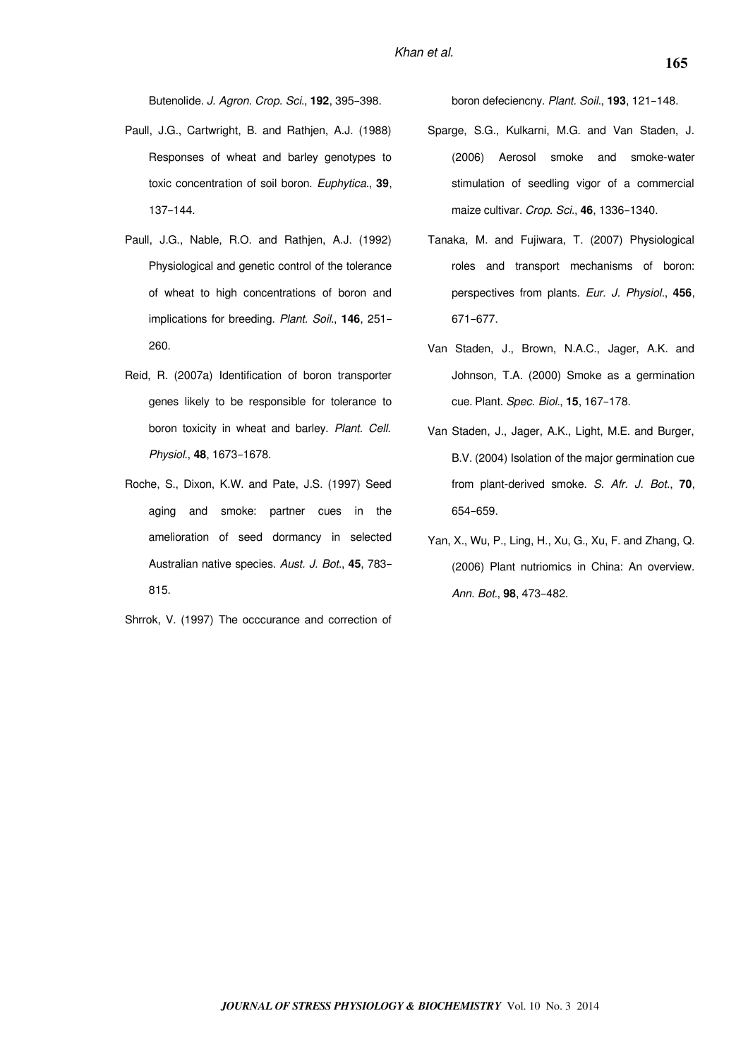Butenolide. *J. Agron. Crop. Sci.*, **192**, 395–398.

Paull, J.G., Cartwright, B. and Rathjen, A.J. (1988) Responses of wheat and barley genotypes to toxic concentration of soil boron. *Euphytica.*, **39**, 137–144.

Paull, J.G., Nable, R.O. and Rathjen, A.J. (1992) Physiological and genetic control of the tolerance of wheat to high concentrations of boron and implications for breeding. *Plant. Soil.*, **146**, 251–260.

Reid, R. (2007a) Identification of boron transporter genes likely to be responsible for tolerance to boron toxicity in wheat and barley. *Plant. Cell. Physiol.*, **48**, 1673–1678.

Roche, S., Dixon, K.W. and Pate, J.S. (1997) Seed aging and smoke: partner cues in the amelioration of seed dormancy in selected Australian native species. *Aust. J. Bot.*, **45**, 783–815.

Shrrok, V. (1997) The occcurance and correction of boron defeciencny. *Plant. Soil.*, **193**, 121–148.

Sparge, S.G., Kulkarni, M.G. and Van Staden, J. (2006) Aerosol smoke and smoke-water stimulation of seedling vigor of a commercial maize cultivar. *Crop. Sci.*, **46**, 1336–1340.

Tanaka, M. and Fujiwara, T. (2007) Physiological roles and transport mechanisms of boron: perspectives from plants. *Eur. J. Physiol.*, **456**, 671–677.

Van Staden, J., Brown, N.A.C., Jager, A.K. and Johnson, T.A. (2000) Smoke as a germination cue. Plant. *Spec. Biol.*, **15**, 167–178.

Van Staden, J., Jager, A.K., Light, M.E. and Burger, B.V. (2004) Isolation of the major germination cue from plant-derived smoke. *S. Afr. J. Bot.*, **70**, 654–659.

Yan, X., Wu, P., Ling, H., Xu, G., Xu, F. and Zhang, Q. (2006) Plant nutriomics in China: An overview. *Ann. Bot.*, **98**, 473–482.